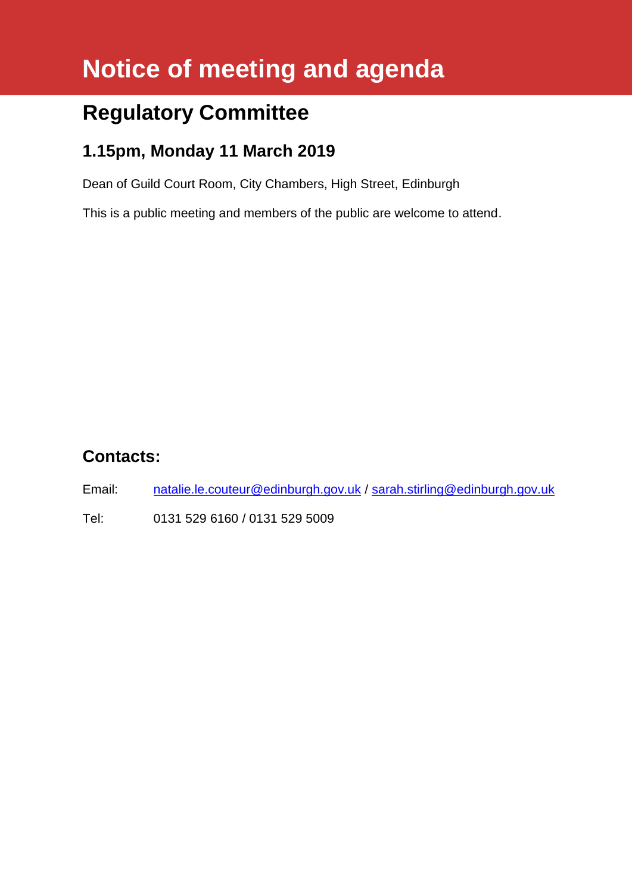# Notice of meeting and agenda

## Regulatory Committee

### 1.15pm, Monday 11 March 2019

Dean of Guild Court Room, City Chambers, High Street, Edinburgh

This is a public meeting and members of the public are welcome to attend.

## Contacts:

Email: natalie.le.couteur@edinburgh.gov.uk / sarah.stirling@edinburgh.gov.uk

Tel: 0131 529 6160 / 0131 529 5009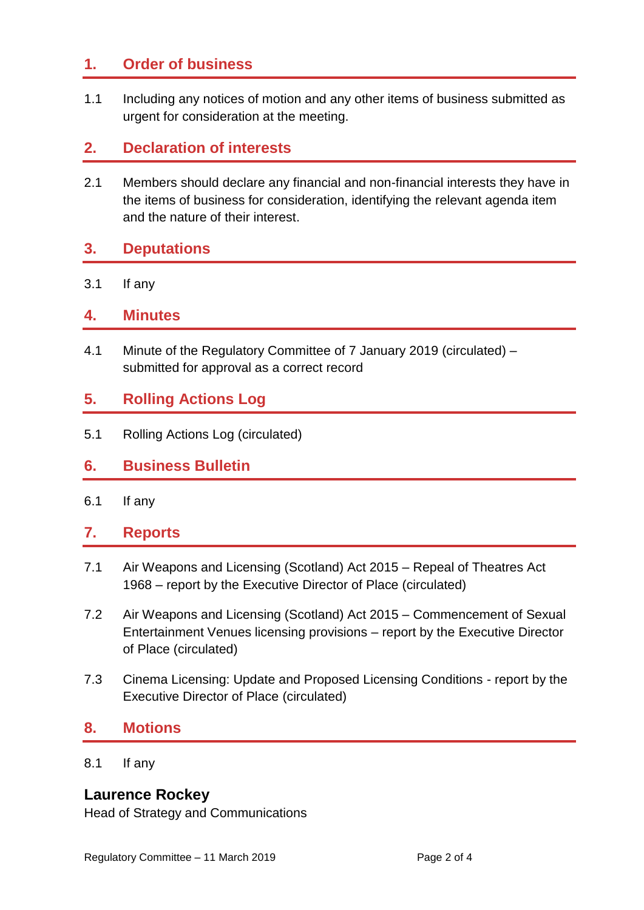## 1. Order of business

1.1 Including any notices of motion and any other items of business submitted as urgent for consideration at the meeting.

## 2. Declaration of interests

2.1 Members should declare any financial and non-financial interests they have in the items of business for consideration, identifying the relevant agenda item and the nature of their interest.

## 3. Deputations

3.1 If any

## 4. Minutes

4.1 Minute of the Regulatory Committee of 7 January 2019 (circulated) – submitted for approval as a correct record

## 5. Rolling Actions Log

5.1 Rolling Actions Log (circulated)

## 6. Business Bulletin

6.1 If any

## 7. Reports

7.1 Air Weapons and Licensing (Scotland) Act 2015 – Repeal of Theatres Act 1968 – report by the Executive Director of Place (circulated)

7.2 Air Weapons and Licensing (Scotland) Act 2015 – Commencement of Sexual Entertainment Venues licensing provisions – report by the Executive Director of Place (circulated)

7.3 Cinema Licensing: Update and Proposed Licensing Conditions - report by the Executive Director of Place (circulated)

## 8. Motions

8.1 If any

**Laurence Rockey**
Head of Strategy and Communications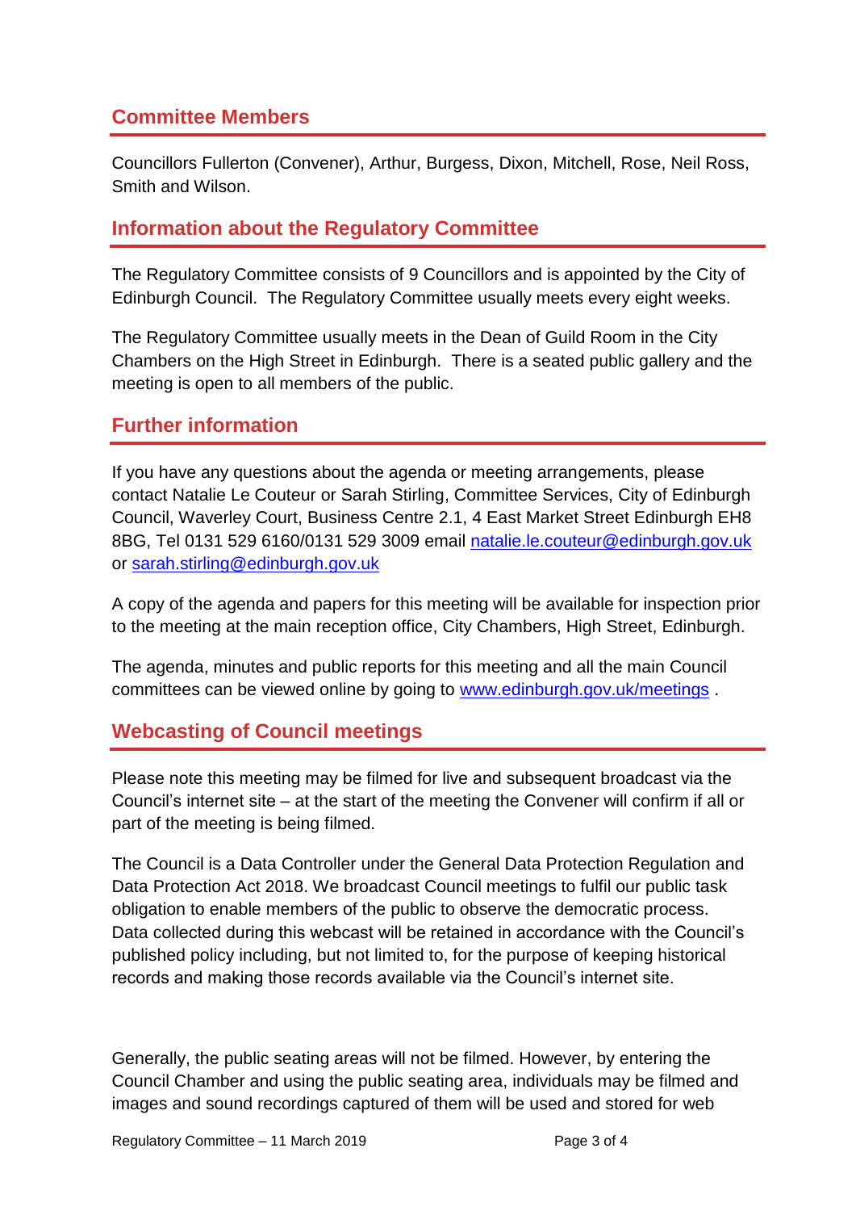## Committee Members

Councillors Fullerton (Convener), Arthur, Burgess, Dixon, Mitchell, Rose, Neil Ross, Smith and Wilson.

## Information about the Regulatory Committee

The Regulatory Committee consists of 9 Councillors and is appointed by the City of Edinburgh Council. The Regulatory Committee usually meets every eight weeks.

The Regulatory Committee usually meets in the Dean of Guild Room in the City Chambers on the High Street in Edinburgh. There is a seated public gallery and the meeting is open to all members of the public.

## Further information

If you have any questions about the agenda or meeting arrangements, please contact Natalie Le Couteur or Sarah Stirling, Committee Services, City of Edinburgh Council, Waverley Court, Business Centre 2.1, 4 East Market Street Edinburgh EH8 8BG, Tel 0131 529 6160/0131 529 3009 email natalie.le.couteur@edinburgh.gov.uk or sarah.stirling@edinburgh.gov.uk

A copy of the agenda and papers for this meeting will be available for inspection prior to the meeting at the main reception office, City Chambers, High Street, Edinburgh.

The agenda, minutes and public reports for this meeting and all the main Council committees can be viewed online by going to www.edinburgh.gov.uk/meetings .

## Webcasting of Council meetings

Please note this meeting may be filmed for live and subsequent broadcast via the Council's internet site – at the start of the meeting the Convener will confirm if all or part of the meeting is being filmed.

The Council is a Data Controller under the General Data Protection Regulation and Data Protection Act 2018. We broadcast Council meetings to fulfil our public task obligation to enable members of the public to observe the democratic process. Data collected during this webcast will be retained in accordance with the Council's published policy including, but not limited to, for the purpose of keeping historical records and making those records available via the Council's internet site.

Generally, the public seating areas will not be filmed. However, by entering the Council Chamber and using the public seating area, individuals may be filmed and images and sound recordings captured of them will be used and stored for web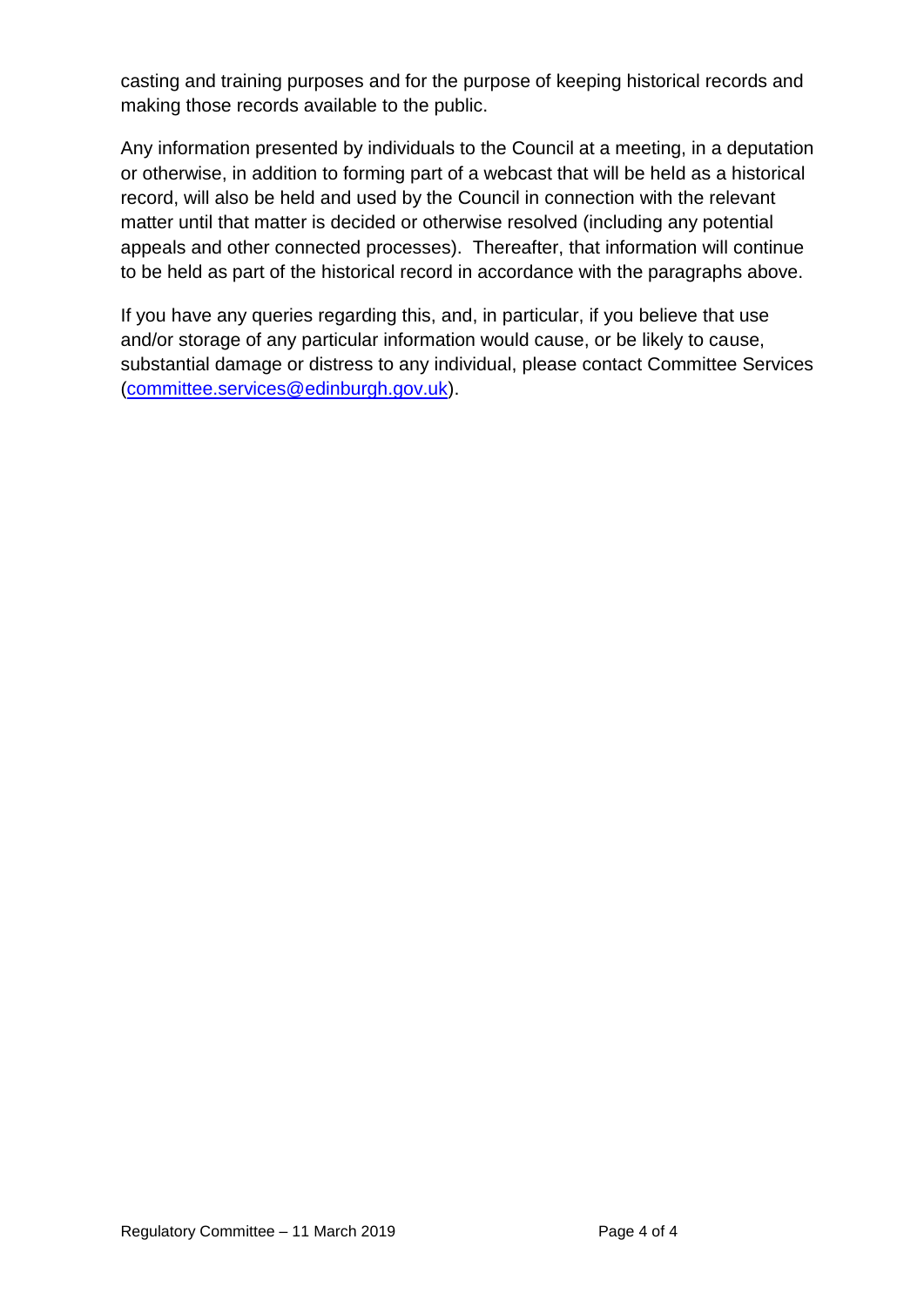casting and training purposes and for the purpose of keeping historical records and making those records available to the public.

Any information presented by individuals to the Council at a meeting, in a deputation or otherwise, in addition to forming part of a webcast that will be held as a historical record, will also be held and used by the Council in connection with the relevant matter until that matter is decided or otherwise resolved (including any potential appeals and other connected processes). Thereafter, that information will continue to be held as part of the historical record in accordance with the paragraphs above.

If you have any queries regarding this, and, in particular, if you believe that use and/or storage of any particular information would cause, or be likely to cause, substantial damage or distress to any individual, please contact Committee Services (committee.services@edinburgh.gov.uk).